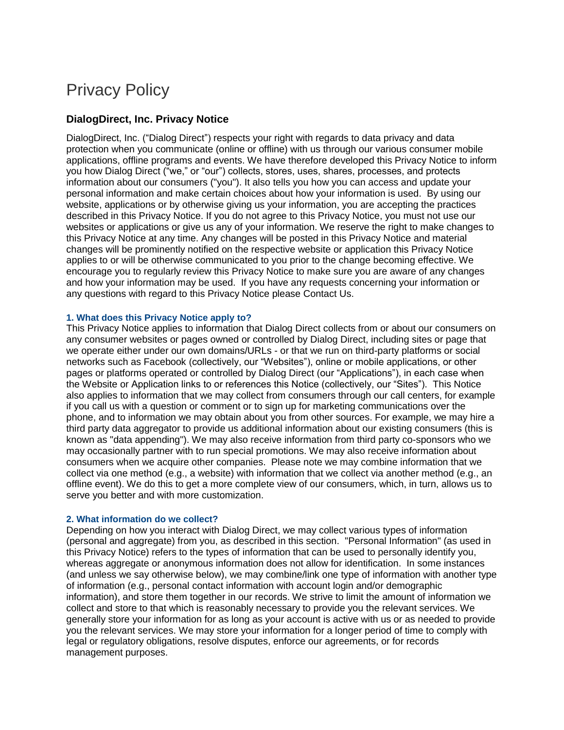# Privacy Policy

## DialogDirect, Inc. Privacy Notice

DialogDirect, Inc. ("Dialog Direct") respects your right with regards to data privacy and data protection when you communicate (online or offline) with us through our various consumer mobile applications, offline programs and events. We have therefore developed this Privacy Notice to inform you how Dialog Direct ("we," or "our") collects, stores, uses, shares, processes, and protects information about our consumers ("you"). It also tells you how you can access and update your personal information and make certain choices about how your information is used. By using our website, applications or by otherwise giving us your information, you are accepting the practices described in this Privacy Notice. If you do not agree to this Privacy Notice, you must not use our websites or applications or give us any of your information. We reserve the right to make changes to this Privacy Notice at any time. Any changes will be posted in this Privacy Notice and material changes will be prominently notified on the respective website or application this Privacy Notice applies to or will be otherwise communicated to you prior to the change becoming effective. We encourage you to regularly review this Privacy Notice to make sure you are aware of any changes and how your information may be used. If you have any requests concerning your information or any questions with regard to this Privacy Notice please Contact Us.

#### 1. What does this Privacy Notice apply to?

This Privacy Notice applies to information that Dialog Direct collects from or about our consumers on any consumer websites or pages owned or controlled by Dialog Direct, including sites or page that we operate either under our own domains/URLs - or that we run on third-party platforms or social networks such as Facebook (collectively, our "Websites"), online or mobile applications, or other pages or platforms operated or controlled by Dialog Direct (our "Applications"), in each case when the Website or Application links to or references this Notice (collectively, our "Sites"). This Notice also applies to information that we may collect from consumers through our call centers, for example if you call us with a question or comment or to sign up for marketing communications over the phone, and to information we may obtain about you from other sources. For example, we may hire a third party data aggregator to provide us additional information about our existing consumers (this is known as "data appending"). We may also receive information from third party co-sponsors who we may occasionally partner with to run special promotions. We may also receive information about consumers when we acquire other companies. Please note we may combine information that we collect via one method (e.g., a website) with information that we collect via another method (e.g., an offline event). We do this to get a more complete view of our consumers, which, in turn, allows us to serve you better and with more customization.

#### 2. What information do we collect?

Depending on how you interact with Dialog Direct, we may collect various types of information (personal and aggregate) from you, as described in this section. "Personal Information" (as used in this Privacy Notice) refers to the types of information that can be used to personally identify you, whereas aggregate or anonymous information does not allow for identification. In some instances (and unless we say otherwise below), we may combine/link one type of information with another type of information (e.g., personal contact information with account login and/or demographic information), and store them together in our records. We strive to limit the amount of information we collect and store to that which is reasonably necessary to provide you the relevant services. We generally store your information for as long as your account is active with us or as needed to provide you the relevant services. We may store your information for a longer period of time to comply with legal or regulatory obligations, resolve disputes, enforce our agreements, or for records management purposes.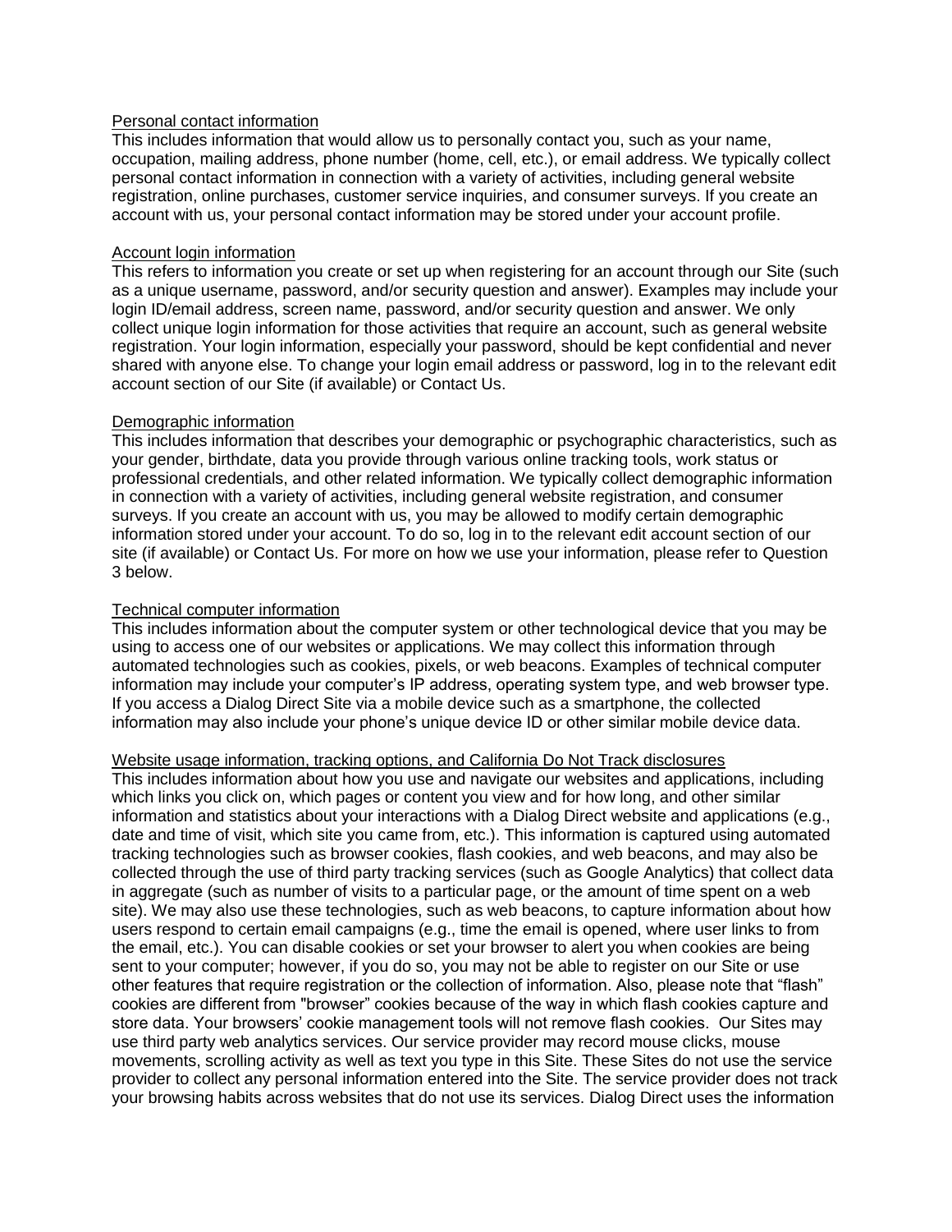<u>Personal contact information</u>
This includes information that would allow us to personally contact you, such as your name, occupation, mailing address, phone number (home, cell, etc.), or email address. We typically collect personal contact information in connection with a variety of activities, including general website registration, online purchases, customer service inquiries, and consumer surveys. If you create an account with us, your personal contact information may be stored under your account profile.

<u>Account login information</u>
This refers to information you create or set up when registering for an account through our Site (such as a unique username, password, and/or security question and answer). Examples may include your login ID/email address, screen name, password, and/or security question and answer. We only collect unique login information for those activities that require an account, such as general website registration. Your login information, especially your password, should be kept confidential and never shared with anyone else. To change your login email address or password, log in to the relevant edit account section of our Site (if available) or Contact Us.

<u>Demographic information</u>
This includes information that describes your demographic or psychographic characteristics, such as your gender, birthdate, data you provide through various online tracking tools, work status or professional credentials, and other related information. We typically collect demographic information in connection with a variety of activities, including general website registration, and consumer surveys. If you create an account with us, you may be allowed to modify certain demographic information stored under your account. To do so, log in to the relevant edit account section of our site (if available) or Contact Us. For more on how we use your information, please refer to Question 3 below.

<u>Technical computer information</u>
This includes information about the computer system or other technological device that you may be using to access one of our websites or applications. We may collect this information through automated technologies such as cookies, pixels, or web beacons. Examples of technical computer information may include your computer's IP address, operating system type, and web browser type. If you access a Dialog Direct Site via a mobile device such as a smartphone, the collected information may also include your phone's unique device ID or other similar mobile device data.

<u>Website usage information, tracking options, and California Do Not Track disclosures</u>
This includes information about how you use and navigate our websites and applications, including which links you click on, which pages or content you view and for how long, and other similar information and statistics about your interactions with a Dialog Direct website and applications (e.g., date and time of visit, which site you came from, etc.). This information is captured using automated tracking technologies such as browser cookies, flash cookies, and web beacons, and may also be collected through the use of third party tracking services (such as Google Analytics) that collect data in aggregate (such as number of visits to a particular page, or the amount of time spent on a web site). We may also use these technologies, such as web beacons, to capture information about how users respond to certain email campaigns (e.g., time the email is opened, where user links to from the email, etc.). You can disable cookies or set your browser to alert you when cookies are being sent to your computer; however, if you do so, you may not be able to register on our Site or use other features that require registration or the collection of information. Also, please note that "flash" cookies are different from "browser" cookies because of the way in which flash cookies capture and store data. Your browsers' cookie management tools will not remove flash cookies. Our Sites may use third party web analytics services. Our service provider may record mouse clicks, mouse movements, scrolling activity as well as text you type in this Site. These Sites do not use the service provider to collect any personal information entered into the Site. The service provider does not track your browsing habits across websites that do not use its services. Dialog Direct uses the information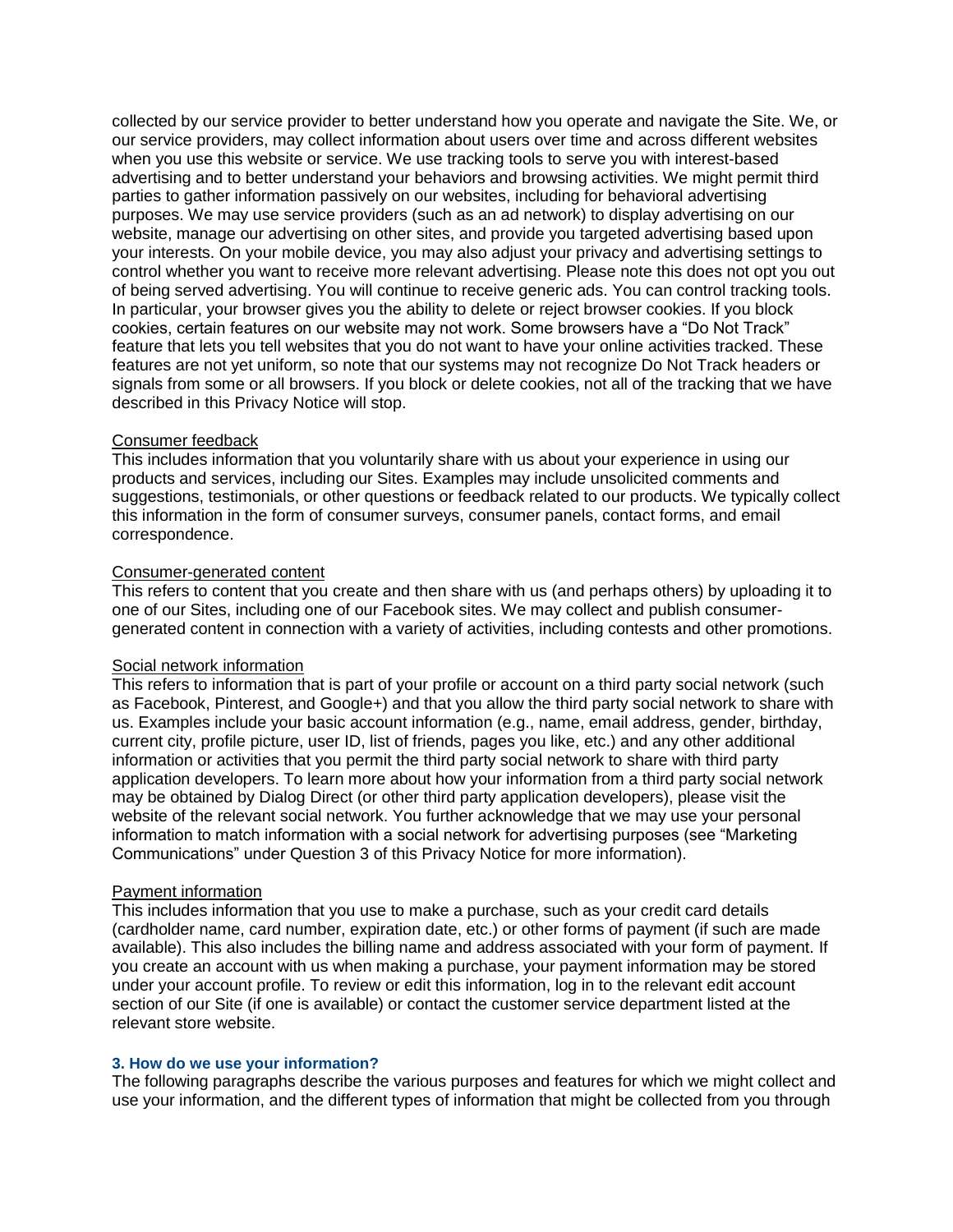collected by our service provider to better understand how you operate and navigate the Site. We, or our service providers, may collect information about users over time and across different websites when you use this website or service. We use tracking tools to serve you with interest-based advertising and to better understand your behaviors and browsing activities. We might permit third parties to gather information passively on our websites, including for behavioral advertising purposes. We may use service providers (such as an ad network) to display advertising on our website, manage our advertising on other sites, and provide you targeted advertising based upon your interests. On your mobile device, you may also adjust your privacy and advertising settings to control whether you want to receive more relevant advertising. Please note this does not opt you out of being served advertising. You will continue to receive generic ads. You can control tracking tools. In particular, your browser gives you the ability to delete or reject browser cookies. If you block cookies, certain features on our website may not work. Some browsers have a "Do Not Track" feature that lets you tell websites that you do not want to have your online activities tracked. These features are not yet uniform, so note that our systems may not recognize Do Not Track headers or signals from some or all browsers. If you block or delete cookies, not all of the tracking that we have described in this Privacy Notice will stop.

Consumer feedback

This includes information that you voluntarily share with us about your experience in using our products and services, including our Sites. Examples may include unsolicited comments and suggestions, testimonials, or other questions or feedback related to our products. We typically collect this information in the form of consumer surveys, consumer panels, contact forms, and email correspondence.

Consumer-generated content

This refers to content that you create and then share with us (and perhaps others) by uploading it to one of our Sites, including one of our Facebook sites. We may collect and publish consumer-generated content in connection with a variety of activities, including contests and other promotions.

Social network information

This refers to information that is part of your profile or account on a third party social network (such as Facebook, Pinterest, and Google+) and that you allow the third party social network to share with us. Examples include your basic account information (e.g., name, email address, gender, birthday, current city, profile picture, user ID, list of friends, pages you like, etc.) and any other additional information or activities that you permit the third party social network to share with third party application developers. To learn more about how your information from a third party social network may be obtained by Dialog Direct (or other third party application developers), please visit the website of the relevant social network. You further acknowledge that we may use your personal information to match information with a social network for advertising purposes (see "Marketing Communications" under Question 3 of this Privacy Notice for more information).

Payment information

This includes information that you use to make a purchase, such as your credit card details (cardholder name, card number, expiration date, etc.) or other forms of payment (if such are made available). This also includes the billing name and address associated with your form of payment. If you create an account with us when making a purchase, your payment information may be stored under your account profile. To review or edit this information, log in to the relevant edit account section of our Site (if one is available) or contact the customer service department listed at the relevant store website.

### 3. How do we use your information?

The following paragraphs describe the various purposes and features for which we might collect and use your information, and the different types of information that might be collected from you through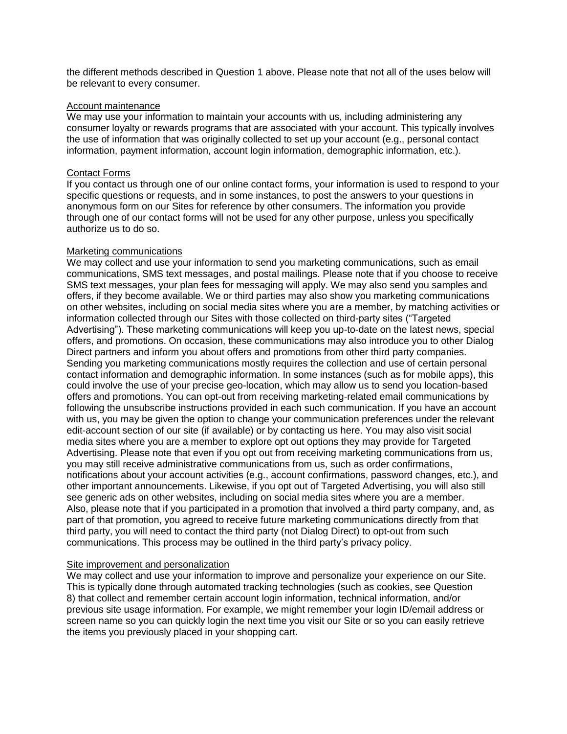the different methods described in Question 1 above. Please note that not all of the uses below will be relevant to every consumer.

Account maintenance

We may use your information to maintain your accounts with us, including administering any consumer loyalty or rewards programs that are associated with your account. This typically involves the use of information that was originally collected to set up your account (e.g., personal contact information, payment information, account login information, demographic information, etc.).

Contact Forms

If you contact us through one of our online contact forms, your information is used to respond to your specific questions or requests, and in some instances, to post the answers to your questions in anonymous form on our Sites for reference by other consumers. The information you provide through one of our contact forms will not be used for any other purpose, unless you specifically authorize us to do so.

Marketing communications

We may collect and use your information to send you marketing communications, such as email communications, SMS text messages, and postal mailings. Please note that if you choose to receive SMS text messages, your plan fees for messaging will apply. We may also send you samples and offers, if they become available. We or third parties may also show you marketing communications on other websites, including on social media sites where you are a member, by matching activities or information collected through our Sites with those collected on third-party sites ("Targeted Advertising"). These marketing communications will keep you up-to-date on the latest news, special offers, and promotions. On occasion, these communications may also introduce you to other Dialog Direct partners and inform you about offers and promotions from other third party companies. Sending you marketing communications mostly requires the collection and use of certain personal contact information and demographic information. In some instances (such as for mobile apps), this could involve the use of your precise geo-location, which may allow us to send you location-based offers and promotions. You can opt-out from receiving marketing-related email communications by following the unsubscribe instructions provided in each such communication. If you have an account with us, you may be given the option to change your communication preferences under the relevant edit-account section of our site (if available) or by contacting us here. You may also visit social media sites where you are a member to explore opt out options they may provide for Targeted Advertising. Please note that even if you opt out from receiving marketing communications from us, you may still receive administrative communications from us, such as order confirmations, notifications about your account activities (e.g., account confirmations, password changes, etc.), and other important announcements. Likewise, if you opt out of Targeted Advertising, you will also still see generic ads on other websites, including on social media sites where you are a member. Also, please note that if you participated in a promotion that involved a third party company, and, as part of that promotion, you agreed to receive future marketing communications directly from that third party, you will need to contact the third party (not Dialog Direct) to opt-out from such communications. This process may be outlined in the third party's privacy policy.

Site improvement and personalization

We may collect and use your information to improve and personalize your experience on our Site. This is typically done through automated tracking technologies (such as cookies, see Question 8) that collect and remember certain account login information, technical information, and/or previous site usage information. For example, we might remember your login ID/email address or screen name so you can quickly login the next time you visit our Site or so you can easily retrieve the items you previously placed in your shopping cart.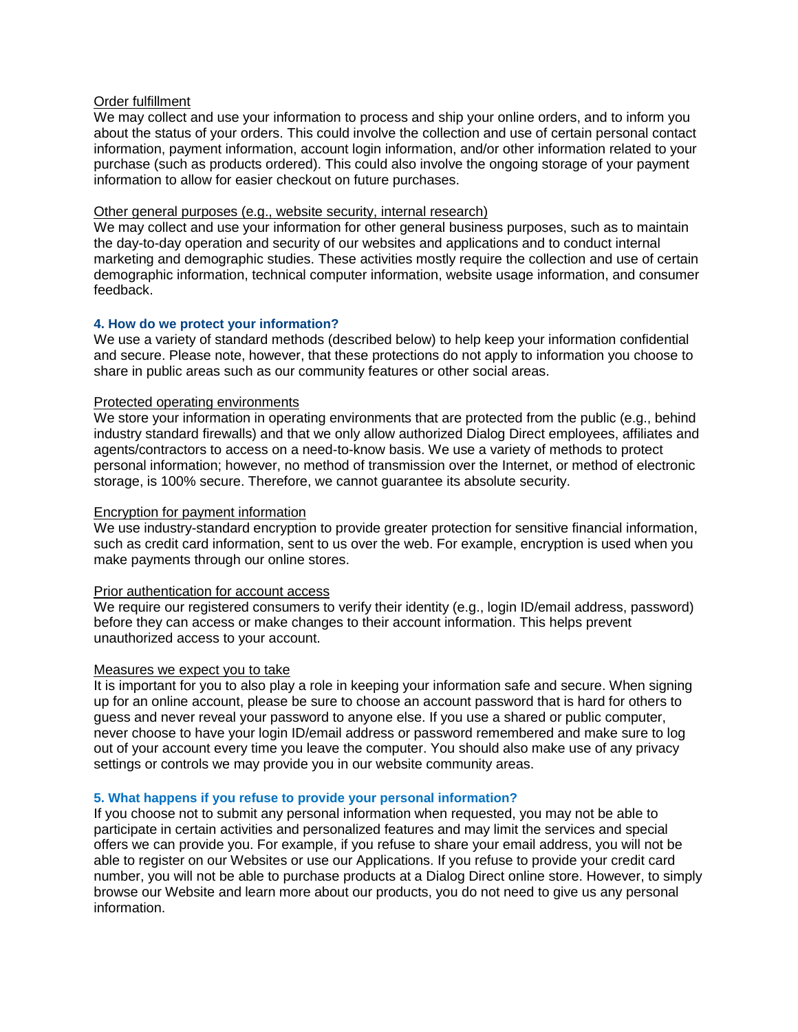Order fulfillment

We may collect and use your information to process and ship your online orders, and to inform you about the status of your orders. This could involve the collection and use of certain personal contact information, payment information, account login information, and/or other information related to your purchase (such as products ordered). This could also involve the ongoing storage of your payment information to allow for easier checkout on future purchases.

Other general purposes (e.g., website security, internal research)

We may collect and use your information for other general business purposes, such as to maintain the day-to-day operation and security of our websites and applications and to conduct internal marketing and demographic studies. These activities mostly require the collection and use of certain demographic information, technical computer information, website usage information, and consumer feedback.

### 4. How do we protect your information?

We use a variety of standard methods (described below) to help keep your information confidential and secure. Please note, however, that these protections do not apply to information you choose to share in public areas such as our community features or other social areas.

Protected operating environments

We store your information in operating environments that are protected from the public (e.g., behind industry standard firewalls) and that we only allow authorized Dialog Direct employees, affiliates and agents/contractors to access on a need-to-know basis. We use a variety of methods to protect personal information; however, no method of transmission over the Internet, or method of electronic storage, is 100% secure. Therefore, we cannot guarantee its absolute security.

Encryption for payment information

We use industry-standard encryption to provide greater protection for sensitive financial information, such as credit card information, sent to us over the web. For example, encryption is used when you make payments through our online stores.

Prior authentication for account access

We require our registered consumers to verify their identity (e.g., login ID/email address, password) before they can access or make changes to their account information. This helps prevent unauthorized access to your account.

Measures we expect you to take

It is important for you to also play a role in keeping your information safe and secure. When signing up for an online account, please be sure to choose an account password that is hard for others to guess and never reveal your password to anyone else. If you use a shared or public computer, never choose to have your login ID/email address or password remembered and make sure to log out of your account every time you leave the computer. You should also make use of any privacy settings or controls we may provide you in our website community areas.

### 5. What happens if you refuse to provide your personal information?

If you choose not to submit any personal information when requested, you may not be able to participate in certain activities and personalized features and may limit the services and special offers we can provide you. For example, if you refuse to share your email address, you will not be able to register on our Websites or use our Applications. If you refuse to provide your credit card number, you will not be able to purchase products at a Dialog Direct online store. However, to simply browse our Website and learn more about our products, you do not need to give us any personal information.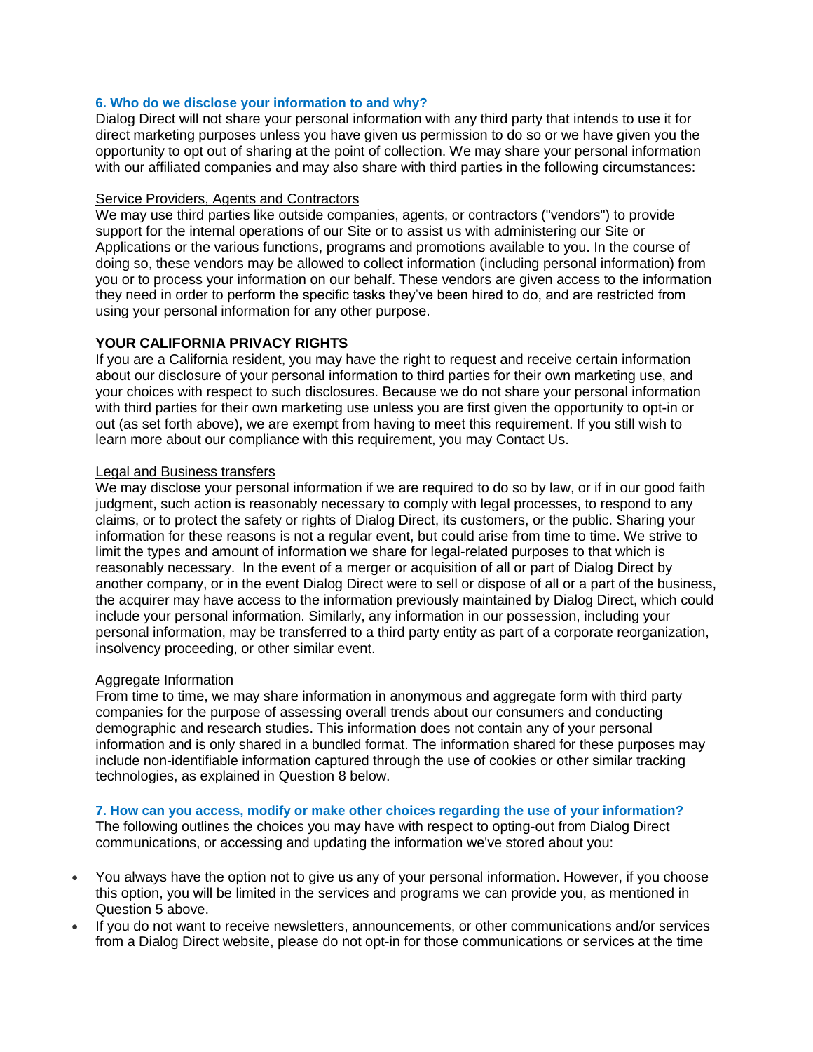### 6. Who do we disclose your information to and why?

Dialog Direct will not share your personal information with any third party that intends to use it for direct marketing purposes unless you have given us permission to do so or we have given you the opportunity to opt out of sharing at the point of collection. We may share your personal information with our affiliated companies and may also share with third parties in the following circumstances:

Service Providers, Agents and Contractors

We may use third parties like outside companies, agents, or contractors ("vendors") to provide support for the internal operations of our Site or to assist us with administering our Site or Applications or the various functions, programs and promotions available to you. In the course of doing so, these vendors may be allowed to collect information (including personal information) from you or to process your information on our behalf. These vendors are given access to the information they need in order to perform the specific tasks they've been hired to do, and are restricted from using your personal information for any other purpose.

**YOUR CALIFORNIA PRIVACY RIGHTS**

If you are a California resident, you may have the right to request and receive certain information about our disclosure of your personal information to third parties for their own marketing use, and your choices with respect to such disclosures. Because we do not share your personal information with third parties for their own marketing use unless you are first given the opportunity to opt-in or out (as set forth above), we are exempt from having to meet this requirement. If you still wish to learn more about our compliance with this requirement, you may Contact Us.

Legal and Business transfers

We may disclose your personal information if we are required to do so by law, or if in our good faith judgment, such action is reasonably necessary to comply with legal processes, to respond to any claims, or to protect the safety or rights of Dialog Direct, its customers, or the public. Sharing your information for these reasons is not a regular event, but could arise from time to time. We strive to limit the types and amount of information we share for legal-related purposes to that which is reasonably necessary. In the event of a merger or acquisition of all or part of Dialog Direct by another company, or in the event Dialog Direct were to sell or dispose of all or a part of the business, the acquirer may have access to the information previously maintained by Dialog Direct, which could include your personal information. Similarly, any information in our possession, including your personal information, may be transferred to a third party entity as part of a corporate reorganization, insolvency proceeding, or other similar event.

Aggregate Information

From time to time, we may share information in anonymous and aggregate form with third party companies for the purpose of assessing overall trends about our consumers and conducting demographic and research studies. This information does not contain any of your personal information and is only shared in a bundled format. The information shared for these purposes may include non-identifiable information captured through the use of cookies or other similar tracking technologies, as explained in Question 8 below.

### 7. How can you access, modify or make other choices regarding the use of your information?

The following outlines the choices you may have with respect to opting-out from Dialog Direct communications, or accessing and updating the information we've stored about you:

- You always have the option not to give us any of your personal information. However, if you choose this option, you will be limited in the services and programs we can provide you, as mentioned in Question 5 above.
- If you do not want to receive newsletters, announcements, or other communications and/or services from a Dialog Direct website, please do not opt-in for those communications or services at the time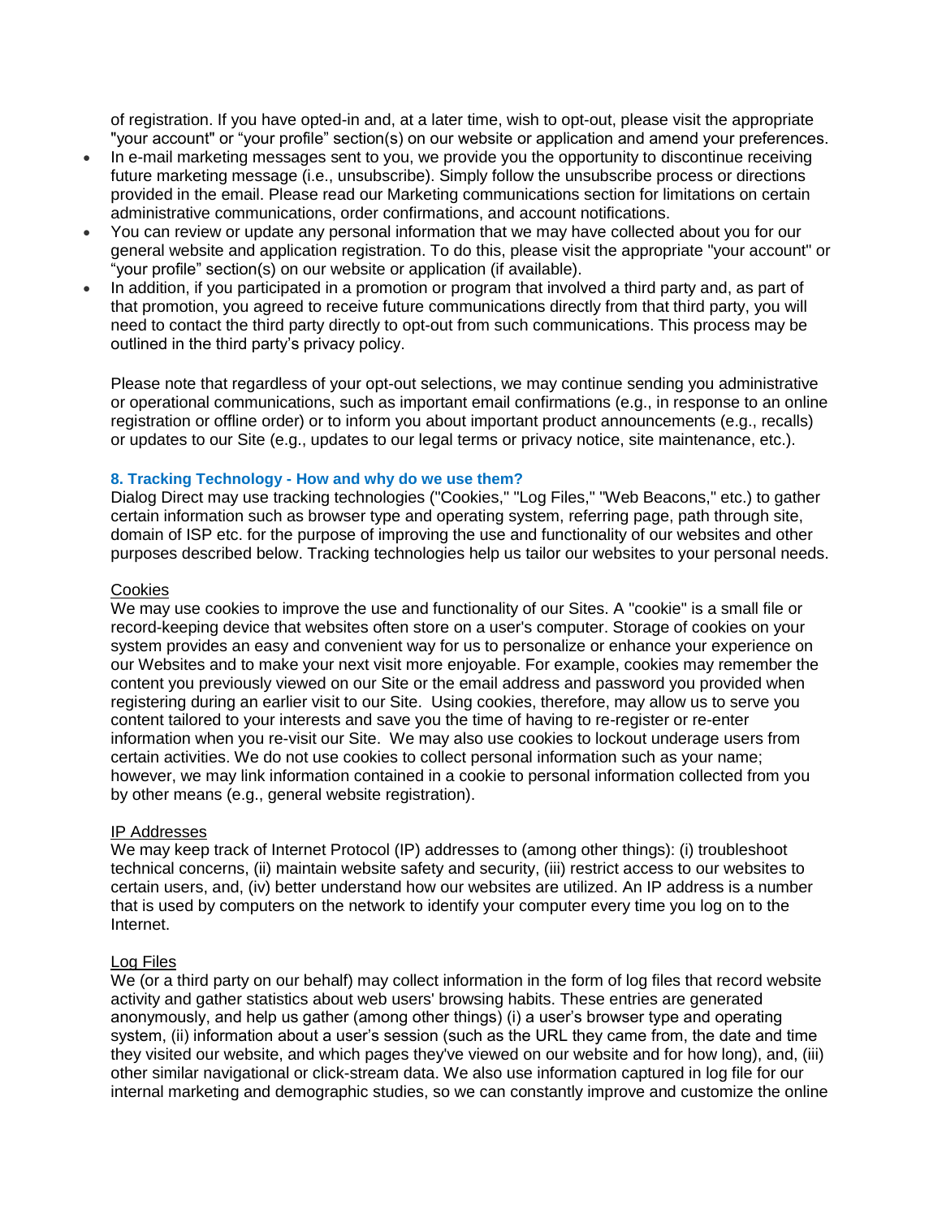of registration. If you have opted-in and, at a later time, wish to opt-out, please visit the appropriate "your account" or "your profile" section(s) on our website or application and amend your preferences.

- In e-mail marketing messages sent to you, we provide you the opportunity to discontinue receiving future marketing message (i.e., unsubscribe). Simply follow the unsubscribe process or directions provided in the email. Please read our Marketing communications section for limitations on certain administrative communications, order confirmations, and account notifications.
- You can review or update any personal information that we may have collected about you for our general website and application registration. To do this, please visit the appropriate "your account" or "your profile" section(s) on our website or application (if available).
- In addition, if you participated in a promotion or program that involved a third party and, as part of that promotion, you agreed to receive future communications directly from that third party, you will need to contact the third party directly to opt-out from such communications. This process may be outlined in the third party's privacy policy.

Please note that regardless of your opt-out selections, we may continue sending you administrative or operational communications, such as important email confirmations (e.g., in response to an online registration or offline order) or to inform you about important product announcements (e.g., recalls) or updates to our Site (e.g., updates to our legal terms or privacy notice, site maintenance, etc.).

### 8. Tracking Technology - How and why do we use them?

Dialog Direct may use tracking technologies ("Cookies," "Log Files," "Web Beacons," etc.) to gather certain information such as browser type and operating system, referring page, path through site, domain of ISP etc. for the purpose of improving the use and functionality of our websites and other purposes described below. Tracking technologies help us tailor our websites to your personal needs.

Cookies

We may use cookies to improve the use and functionality of our Sites. A "cookie" is a small file or record-keeping device that websites often store on a user's computer. Storage of cookies on your system provides an easy and convenient way for us to personalize or enhance your experience on our Websites and to make your next visit more enjoyable. For example, cookies may remember the content you previously viewed on our Site or the email address and password you provided when registering during an earlier visit to our Site. Using cookies, therefore, may allow us to serve you content tailored to your interests and save you the time of having to re-register or re-enter information when you re-visit our Site. We may also use cookies to lockout underage users from certain activities. We do not use cookies to collect personal information such as your name; however, we may link information contained in a cookie to personal information collected from you by other means (e.g., general website registration).

IP Addresses

We may keep track of Internet Protocol (IP) addresses to (among other things): (i) troubleshoot technical concerns, (ii) maintain website safety and security, (iii) restrict access to our websites to certain users, and, (iv) better understand how our websites are utilized. An IP address is a number that is used by computers on the network to identify your computer every time you log on to the Internet.

Log Files

We (or a third party on our behalf) may collect information in the form of log files that record website activity and gather statistics about web users' browsing habits. These entries are generated anonymously, and help us gather (among other things) (i) a user's browser type and operating system, (ii) information about a user's session (such as the URL they came from, the date and time they visited our website, and which pages they've viewed on our website and for how long), and, (iii) other similar navigational or click-stream data. We also use information captured in log file for our internal marketing and demographic studies, so we can constantly improve and customize the online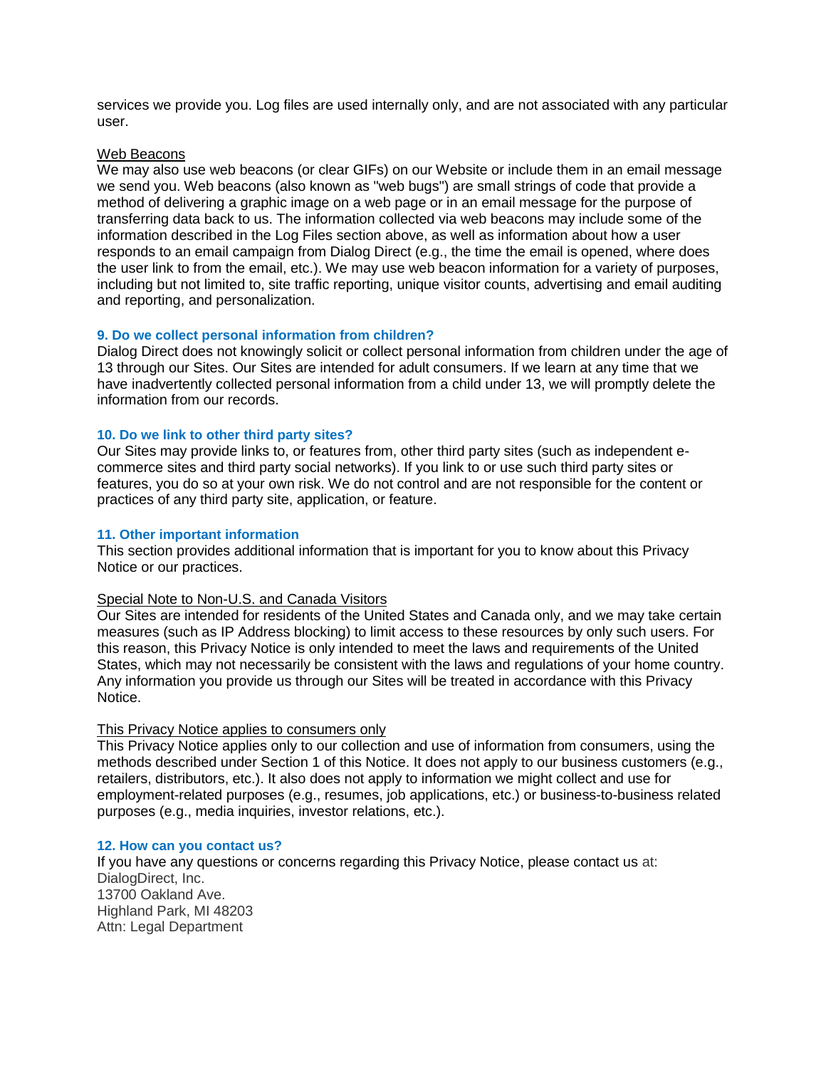services we provide you. Log files are used internally only, and are not associated with any particular user.

Web Beacons

We may also use web beacons (or clear GIFs) on our Website or include them in an email message we send you. Web beacons (also known as "web bugs") are small strings of code that provide a method of delivering a graphic image on a web page or in an email message for the purpose of transferring data back to us. The information collected via web beacons may include some of the information described in the Log Files section above, as well as information about how a user responds to an email campaign from Dialog Direct (e.g., the time the email is opened, where does the user link to from the email, etc.). We may use web beacon information for a variety of purposes, including but not limited to, site traffic reporting, unique visitor counts, advertising and email auditing and reporting, and personalization.

### 9. Do we collect personal information from children?

Dialog Direct does not knowingly solicit or collect personal information from children under the age of 13 through our Sites. Our Sites are intended for adult consumers. If we learn at any time that we have inadvertently collected personal information from a child under 13, we will promptly delete the information from our records.

### 10. Do we link to other third party sites?

Our Sites may provide links to, or features from, other third party sites (such as independent e-commerce sites and third party social networks). If you link to or use such third party sites or features, you do so at your own risk. We do not control and are not responsible for the content or practices of any third party site, application, or feature.

### 11. Other important information

This section provides additional information that is important for you to know about this Privacy Notice or our practices.

Special Note to Non-U.S. and Canada Visitors

Our Sites are intended for residents of the United States and Canada only, and we may take certain measures (such as IP Address blocking) to limit access to these resources by only such users. For this reason, this Privacy Notice is only intended to meet the laws and requirements of the United States, which may not necessarily be consistent with the laws and regulations of your home country. Any information you provide us through our Sites will be treated in accordance with this Privacy Notice.

This Privacy Notice applies to consumers only

This Privacy Notice applies only to our collection and use of information from consumers, using the methods described under Section 1 of this Notice. It does not apply to our business customers (e.g., retailers, distributors, etc.). It also does not apply to information we might collect and use for employment-related purposes (e.g., resumes, job applications, etc.) or business-to-business related purposes (e.g., media inquiries, investor relations, etc.).

### 12. How can you contact us?

If you have any questions or concerns regarding this Privacy Notice, please contact us at:
DialogDirect, Inc.
13700 Oakland Ave.
Highland Park, MI 48203
Attn: Legal Department